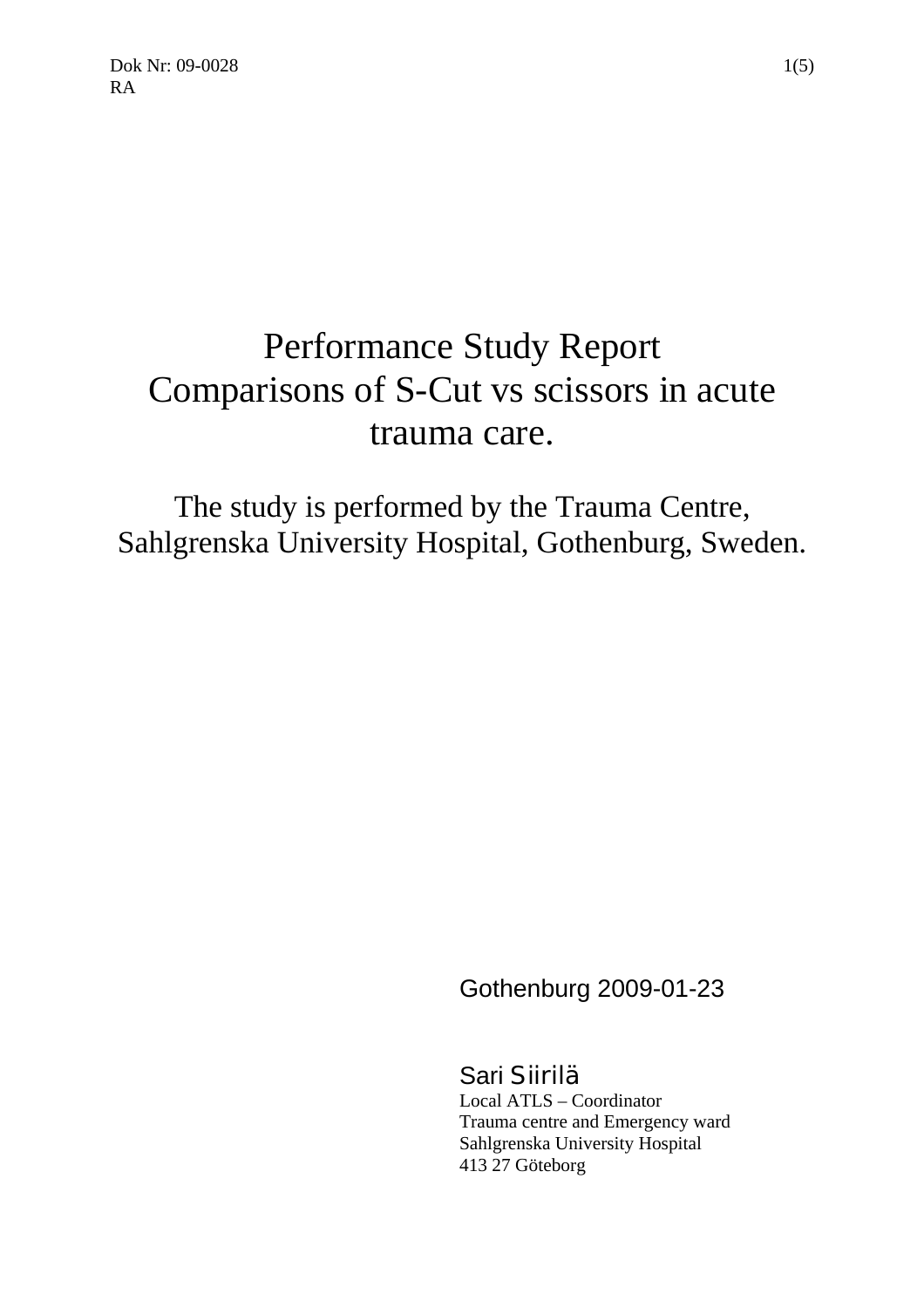Dok Nr: 09-0028
RA

# Performance Study Report
# Comparisons of S-Cut vs scissors in acute trauma care.

The study is performed by the Trauma Centre, Sahlgrenska University Hospital, Gothenburg, Sweden.

Gothenburg 2009-01-23

Sari Siirilä
Local ATLS – Coordinator
Trauma centre and Emergency ward
Sahlgrenska University Hospital
413 27 Göteborg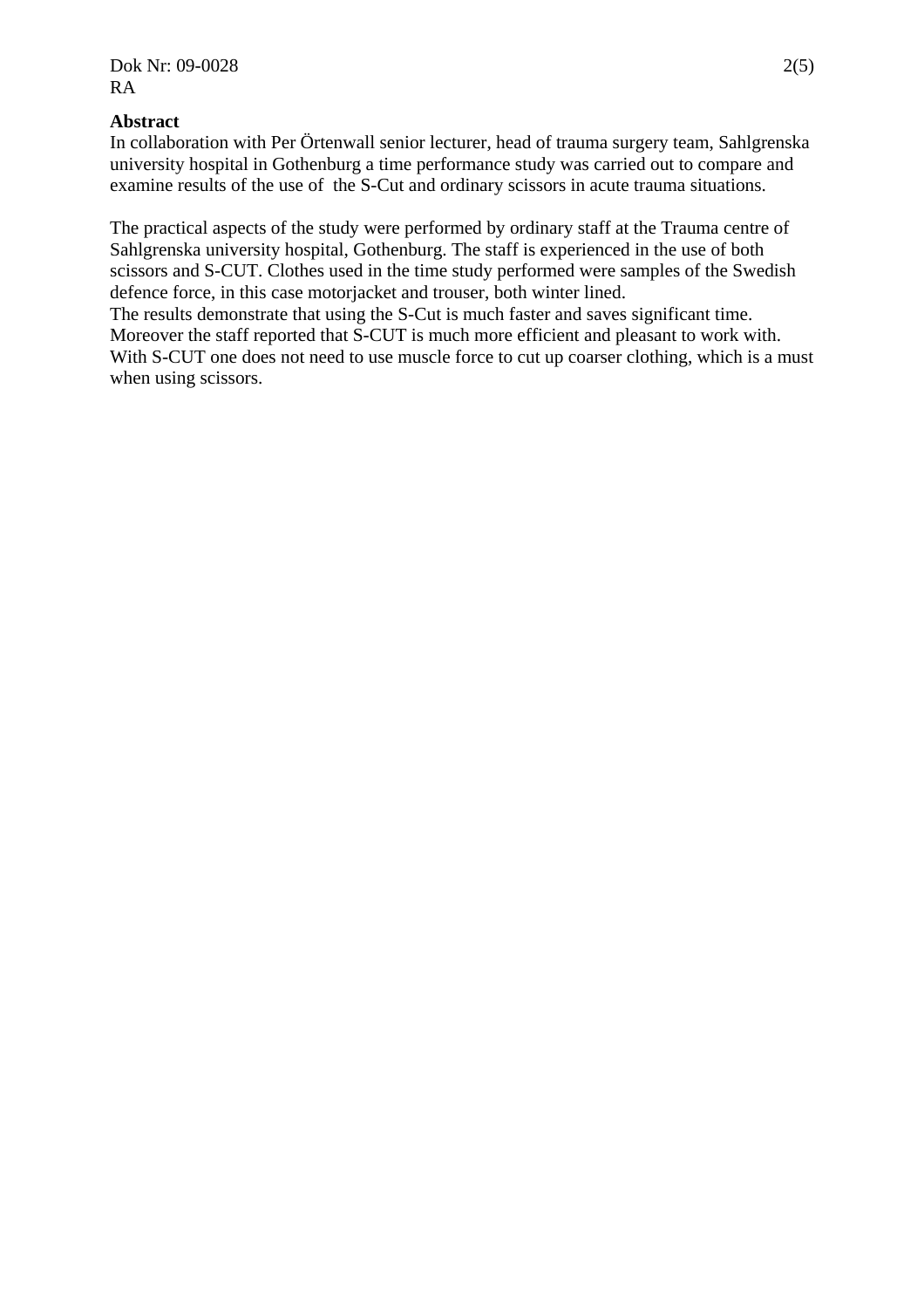## Abstract

In collaboration with Per Örtenwall senior lecturer, head of trauma surgery team, Sahlgrenska university hospital in Gothenburg a time performance study was carried out to compare and examine results of the use of  the S-Cut and ordinary scissors in acute trauma situations.

The practical aspects of the study were performed by ordinary staff at the Trauma centre of Sahlgrenska university hospital, Gothenburg. The staff is experienced in the use of both scissors and S-CUT. Clothes used in the time study performed were samples of the Swedish defence force, in this case motorjacket and trouser, both winter lined.
The results demonstrate that using the S-Cut is much faster and saves significant time. Moreover the staff reported that S-CUT is much more efficient and pleasant to work with. With S-CUT one does not need to use muscle force to cut up coarser clothing, which is a must when using scissors.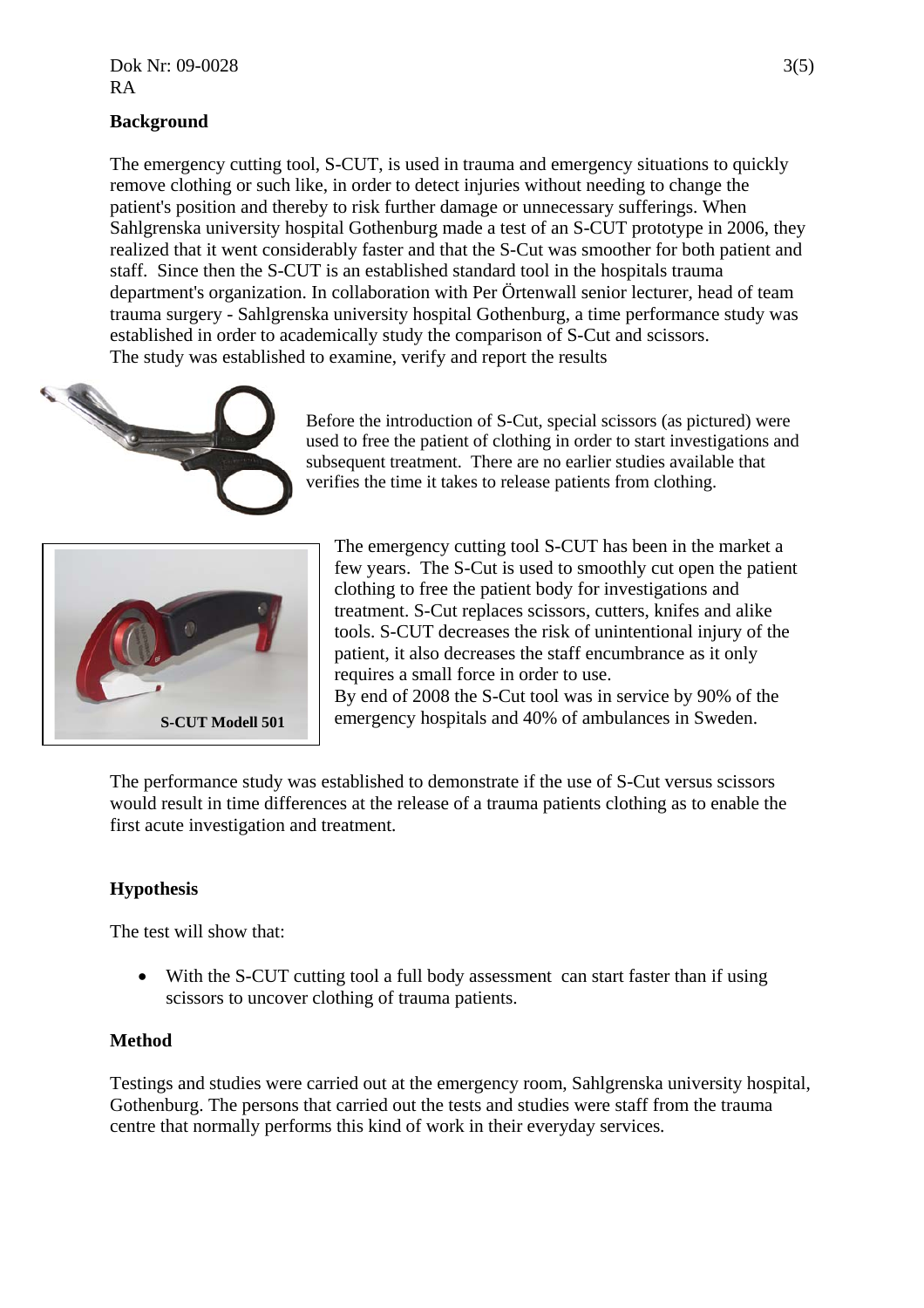## Background

The emergency cutting tool, S-CUT, is used in trauma and emergency situations to quickly remove clothing or such like, in order to detect injuries without needing to change the patient's position and thereby to risk further damage or unnecessary sufferings. When Sahlgrenska university hospital Gothenburg made a test of an S-CUT prototype in 2006, they realized that it went considerably faster and that the S-Cut was smoother for both patient and staff. Since then the S-CUT is an established standard tool in the hospitals trauma department's organization. In collaboration with Per Örtenwall senior lecturer, head of team trauma surgery - Sahlgrenska university hospital Gothenburg, a time performance study was established in order to academically study the comparison of S-Cut and scissors.
The study was established to examine, verify and report the results

Before the introduction of S-Cut, special scissors (as pictured) were used to free the patient of clothing in order to start investigations and subsequent treatment. There are no earlier studies available that verifies the time it takes to release patients from clothing.

S-CUT Modell 501

The emergency cutting tool S-CUT has been in the market a few years. The S-Cut is used to smoothly cut open the patient clothing to free the patient body for investigations and treatment. S-Cut replaces scissors, cutters, knifes and alike tools. S-CUT decreases the risk of unintentional injury of the patient, it also decreases the staff encumbrance as it only requires a small force in order to use.
By end of 2008 the S-Cut tool was in service by 90% of the emergency hospitals and 40% of ambulances in Sweden.

The performance study was established to demonstrate if the use of S-Cut versus scissors would result in time differences at the release of a trauma patients clothing as to enable the first acute investigation and treatment.

## Hypothesis

The test will show that:

- With the S-CUT cutting tool a full body assessment can start faster than if using scissors to uncover clothing of trauma patients.

## Method

Testings and studies were carried out at the emergency room, Sahlgrenska university hospital, Gothenburg. The persons that carried out the tests and studies were staff from the trauma centre that normally performs this kind of work in their everyday services.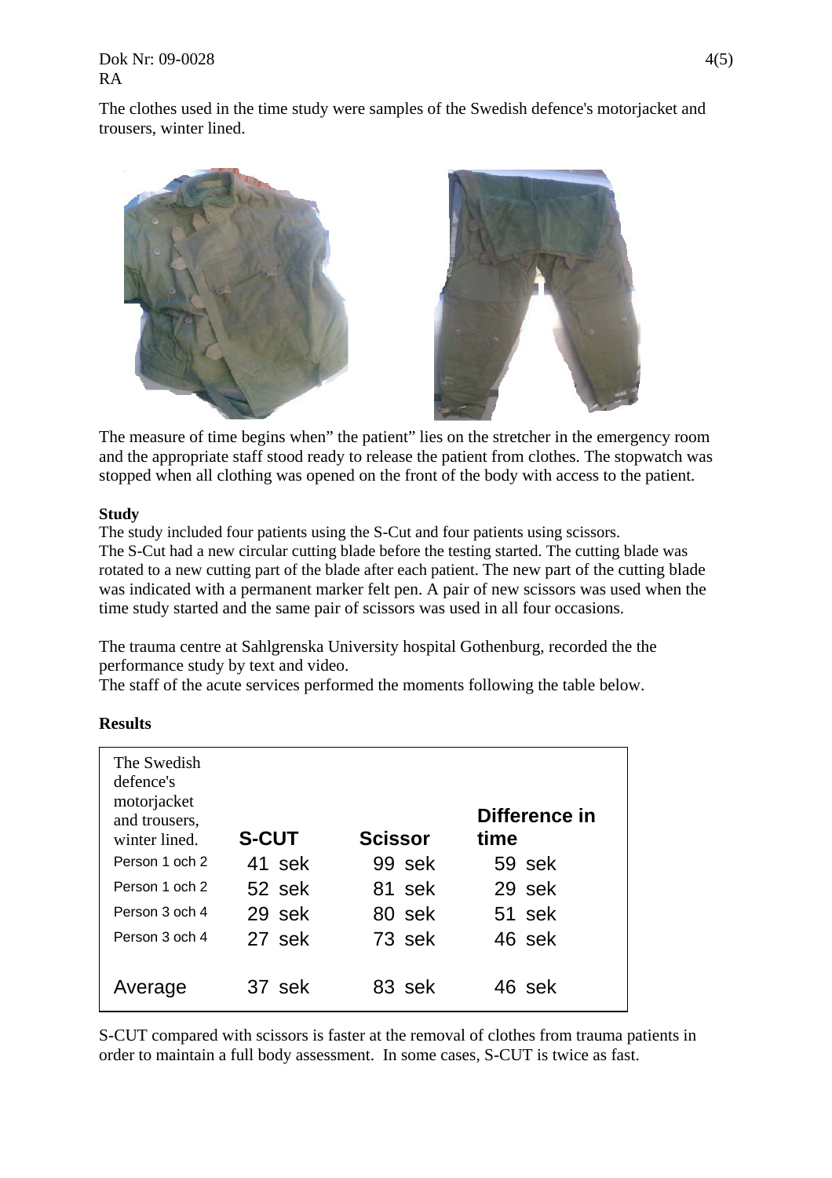The clothes used in the time study were samples of the Swedish defence's motorjacket and trousers, winter lined.

The measure of time begins when" the patient" lies on the stretcher in the emergency room and the appropriate staff stood ready to release the patient from clothes. The stopwatch was stopped when all clothing was opened on the front of the body with access to the patient.

**Study**

The study included four patients using the S-Cut and four patients using scissors.
The S-Cut had a new circular cutting blade before the testing started. The cutting blade was rotated to a new cutting part of the blade after each patient. The new part of the cutting blade was indicated with a permanent marker felt pen. A pair of new scissors was used when the time study started and the same pair of scissors was used in all four occasions.

The trauma centre at Sahlgrenska University hospital Gothenburg, recorded the the performance study by text and video.
The staff of the acute services performed the moments following the table below.

**Results**

| The Swedish defence's motorjacket and trousers, winter lined. | **S-CUT** | **Scissor** | **Difference in time** |
|---|---|---|---|
| Person 1 och 2 | 41 sek | 99 sek | 59 sek |
| Person 1 och 2 | 52 sek | 81 sek | 29 sek |
| Person 3 och 4 | 29 sek | 80 sek | 51 sek |
| Person 3 och 4 | 27 sek | 73 sek | 46 sek |
| Average | 37 sek | 83 sek | 46 sek |

S-CUT compared with scissors is faster at the removal of clothes from trauma patients in order to maintain a full body assessment. In some cases, S-CUT is twice as fast.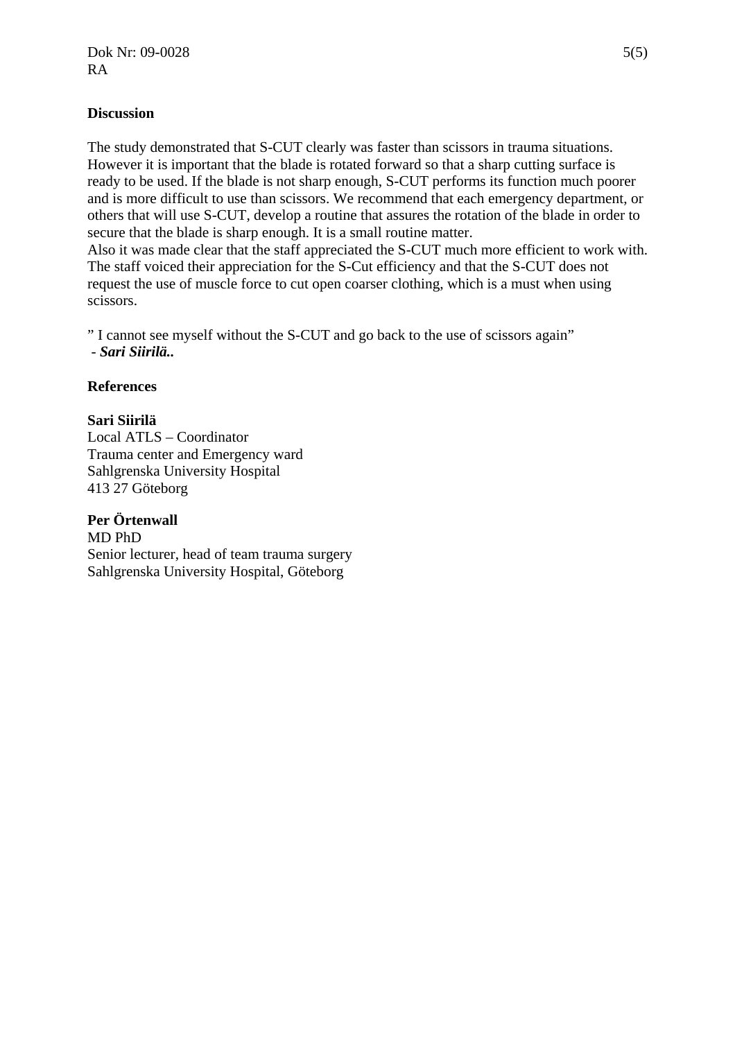## Discussion

The study demonstrated that S-CUT clearly was faster than scissors in trauma situations. However it is important that the blade is rotated forward so that a sharp cutting surface is ready to be used. If the blade is not sharp enough, S-CUT performs its function much poorer and is more difficult to use than scissors. We recommend that each emergency department, or others that will use S-CUT, develop a routine that assures the rotation of the blade in order to secure that the blade is sharp enough. It is a small routine matter.
Also it was made clear that the staff appreciated the S-CUT much more efficient to work with. The staff voiced their appreciation for the S-Cut efficiency and that the S-CUT does not request the use of muscle force to cut open coarser clothing, which is a must when using scissors.

” I cannot see myself without the S-CUT and go back to the use of scissors again”
 - ***Sari Siirilä..***

## References

**Sari Siirilä**
Local ATLS – Coordinator
Trauma center and Emergency ward
Sahlgrenska University Hospital
413 27 Göteborg

**Per Örtenwall**
MD PhD
Senior lecturer, head of team trauma surgery
Sahlgrenska University Hospital, Göteborg